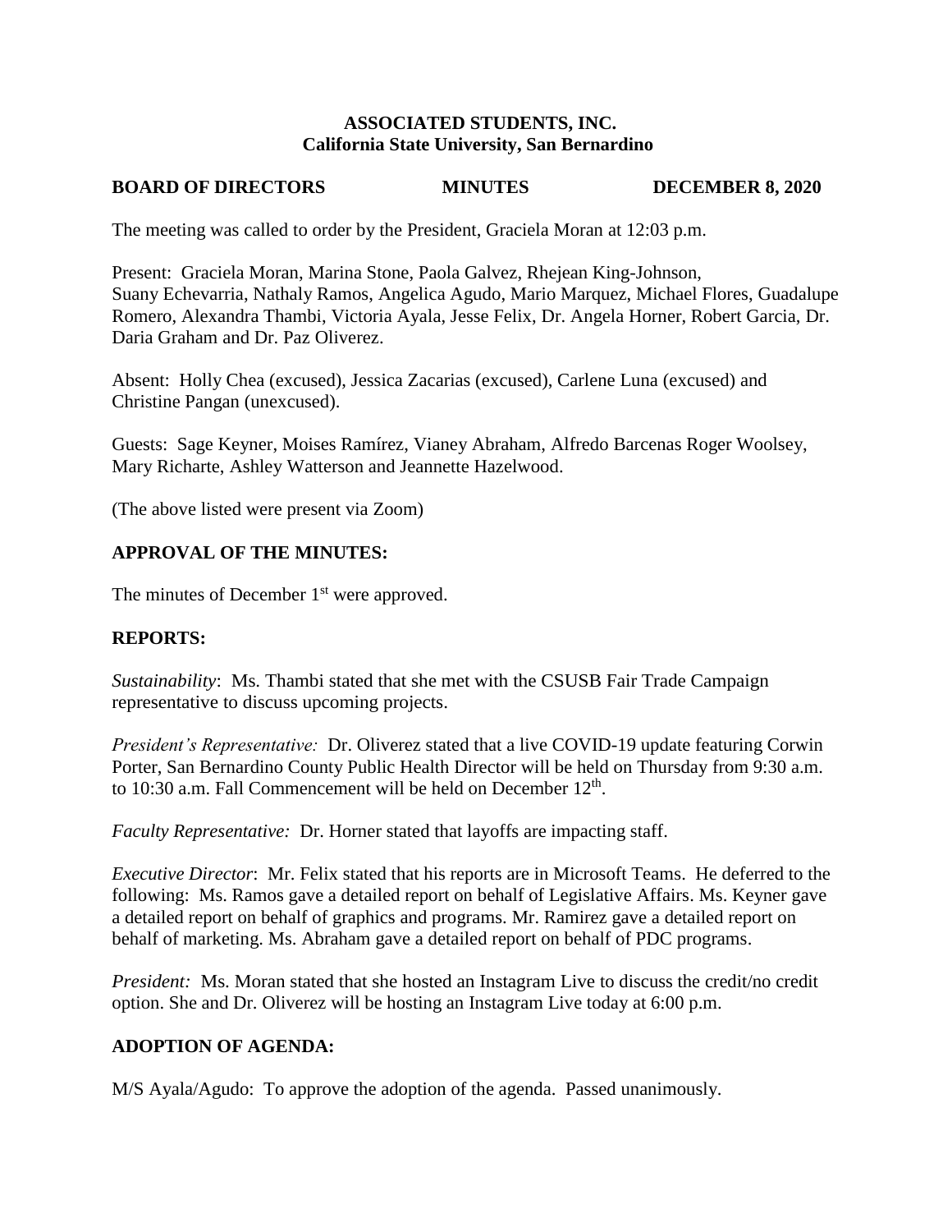**ASSOCIATED STUDENTS, INC.**
**California State University, San Bernardino**

**BOARD OF DIRECTORS MINUTES DECEMBER 8, 2020**

The meeting was called to order by the President, Graciela Moran at 12:03 p.m.

Present: Graciela Moran, Marina Stone, Paola Galvez, Rhejean King-Johnson, Suany Echevarria, Nathaly Ramos, Angelica Agudo, Mario Marquez, Michael Flores, Guadalupe Romero, Alexandra Thambi, Victoria Ayala, Jesse Felix, Dr. Angela Horner, Robert Garcia, Dr. Daria Graham and Dr. Paz Oliverez.

Absent: Holly Chea (excused), Jessica Zacarias (excused), Carlene Luna (excused) and Christine Pangan (unexcused).

Guests: Sage Keyner, Moises Ramírez, Vianey Abraham, Alfredo Barcenas Roger Woolsey, Mary Richarte, Ashley Watterson and Jeannette Hazelwood.

(The above listed were present via Zoom)

## APPROVAL OF THE MINUTES:

The minutes of December 1st were approved.

## REPORTS:

*Sustainability*: Ms. Thambi stated that she met with the CSUSB Fair Trade Campaign representative to discuss upcoming projects.

*President's Representative:* Dr. Oliverez stated that a live COVID-19 update featuring Corwin Porter, San Bernardino County Public Health Director will be held on Thursday from 9:30 a.m. to 10:30 a.m. Fall Commencement will be held on December 12th.

*Faculty Representative:* Dr. Horner stated that layoffs are impacting staff.

*Executive Director*: Mr. Felix stated that his reports are in Microsoft Teams. He deferred to the following: Ms. Ramos gave a detailed report on behalf of Legislative Affairs. Ms. Keyner gave a detailed report on behalf of graphics and programs. Mr. Ramirez gave a detailed report on behalf of marketing. Ms. Abraham gave a detailed report on behalf of PDC programs.

*President:* Ms. Moran stated that she hosted an Instagram Live to discuss the credit/no credit option. She and Dr. Oliverez will be hosting an Instagram Live today at 6:00 p.m.

## ADOPTION OF AGENDA:

M/S Ayala/Agudo: To approve the adoption of the agenda. Passed unanimously.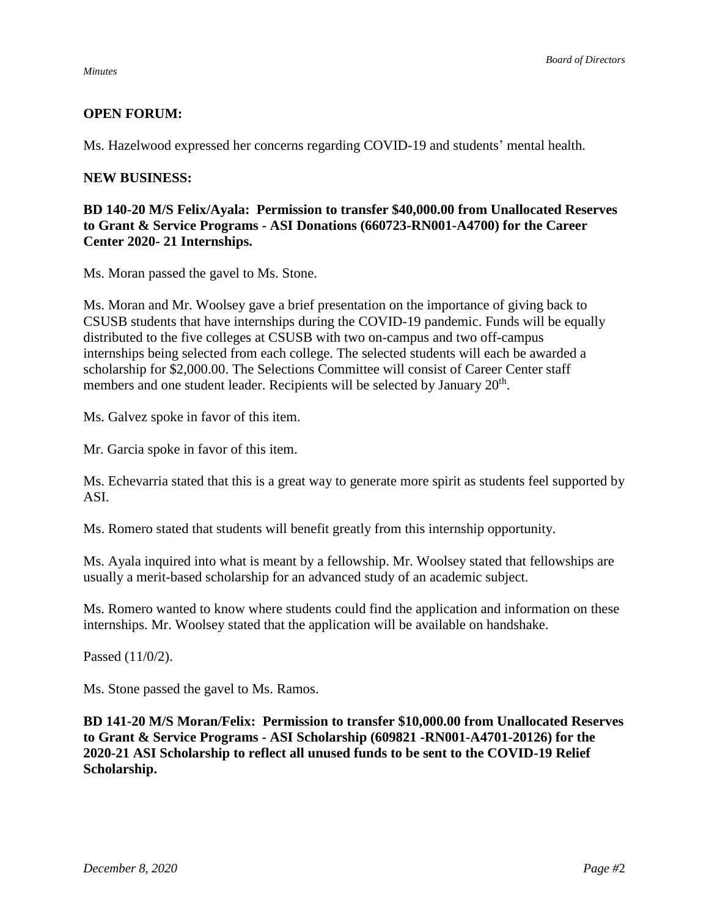**OPEN FORUM:**

Ms. Hazelwood expressed her concerns regarding COVID-19 and students' mental health.

**NEW BUSINESS:**

**BD 140-20 M/S Felix/Ayala: Permission to transfer $40,000.00 from Unallocated Reserves to Grant & Service Programs - ASI Donations (660723-RN001-A4700) for the Career Center 2020- 21 Internships.**

Ms. Moran passed the gavel to Ms. Stone.

Ms. Moran and Mr. Woolsey gave a brief presentation on the importance of giving back to CSUSB students that have internships during the COVID-19 pandemic. Funds will be equally distributed to the five colleges at CSUSB with two on-campus and two off-campus internships being selected from each college. The selected students will each be awarded a scholarship for $2,000.00. The Selections Committee will consist of Career Center staff members and one student leader. Recipients will be selected by January 20th.

Ms. Galvez spoke in favor of this item.

Mr. Garcia spoke in favor of this item.

Ms. Echevarria stated that this is a great way to generate more spirit as students feel supported by ASI.

Ms. Romero stated that students will benefit greatly from this internship opportunity.

Ms. Ayala inquired into what is meant by a fellowship. Mr. Woolsey stated that fellowships are usually a merit-based scholarship for an advanced study of an academic subject.

Ms. Romero wanted to know where students could find the application and information on these internships. Mr. Woolsey stated that the application will be available on handshake.

Passed (11/0/2).

Ms. Stone passed the gavel to Ms. Ramos.

**BD 141-20 M/S Moran/Felix: Permission to transfer $10,000.00 from Unallocated Reserves to Grant & Service Programs - ASI Scholarship (609821 -RN001-A4701-20126) for the 2020-21 ASI Scholarship to reflect all unused funds to be sent to the COVID-19 Relief Scholarship.**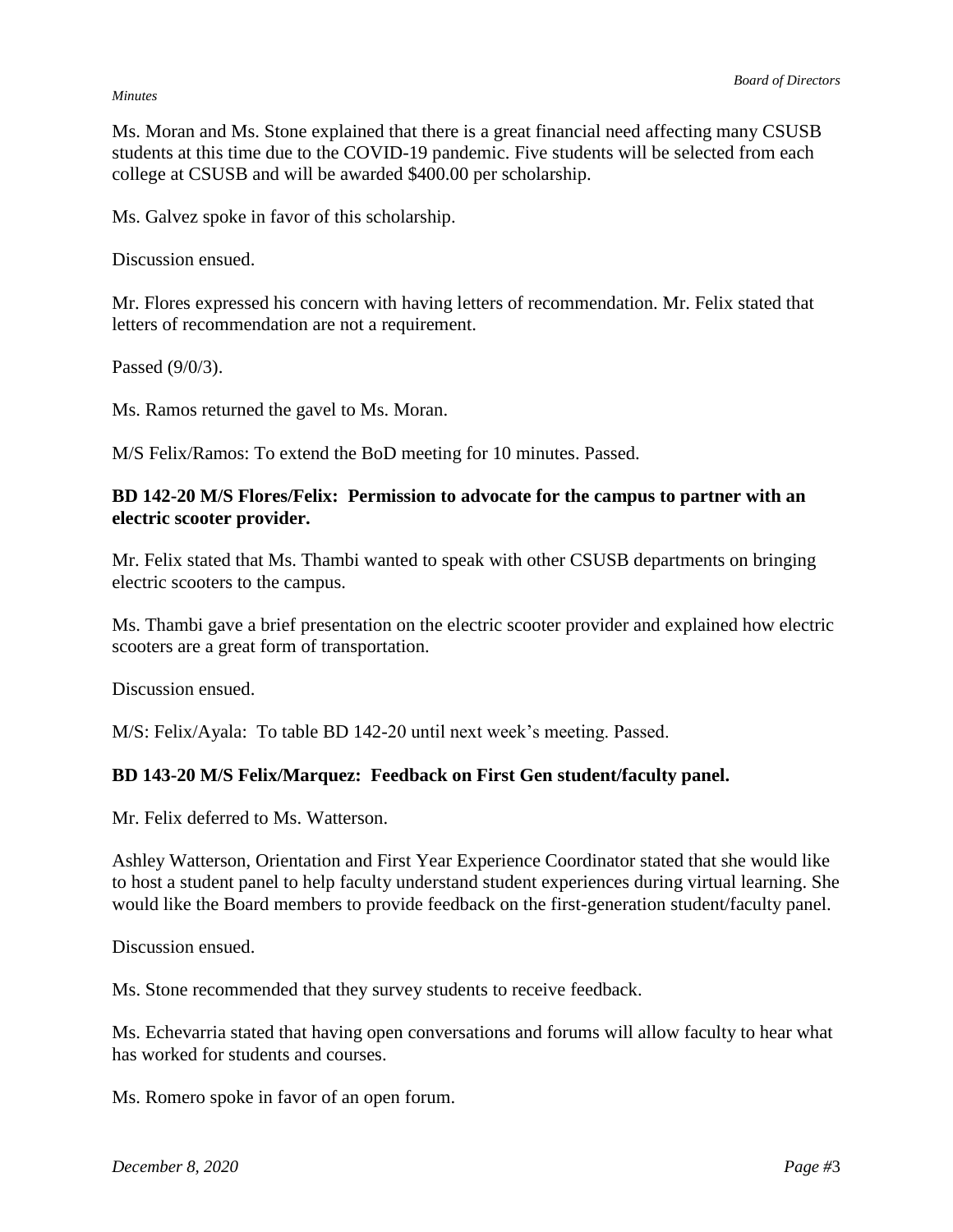Ms. Moran and Ms. Stone explained that there is a great financial need affecting many CSUSB students at this time due to the COVID-19 pandemic. Five students will be selected from each college at CSUSB and will be awarded $400.00 per scholarship.

Ms. Galvez spoke in favor of this scholarship.

Discussion ensued.

Mr. Flores expressed his concern with having letters of recommendation. Mr. Felix stated that letters of recommendation are not a requirement.

Passed (9/0/3).

Ms. Ramos returned the gavel to Ms. Moran.

M/S Felix/Ramos: To extend the BoD meeting for 10 minutes. Passed.

**BD 142-20 M/S Flores/Felix: Permission to advocate for the campus to partner with an electric scooter provider.**

Mr. Felix stated that Ms. Thambi wanted to speak with other CSUSB departments on bringing electric scooters to the campus.

Ms. Thambi gave a brief presentation on the electric scooter provider and explained how electric scooters are a great form of transportation.

Discussion ensued.

M/S: Felix/Ayala: To table BD 142-20 until next week's meeting. Passed.

**BD 143-20 M/S Felix/Marquez: Feedback on First Gen student/faculty panel.**

Mr. Felix deferred to Ms. Watterson.

Ashley Watterson, Orientation and First Year Experience Coordinator stated that she would like to host a student panel to help faculty understand student experiences during virtual learning. She would like the Board members to provide feedback on the first-generation student/faculty panel.

Discussion ensued.

Ms. Stone recommended that they survey students to receive feedback.

Ms. Echevarria stated that having open conversations and forums will allow faculty to hear what has worked for students and courses.

Ms. Romero spoke in favor of an open forum.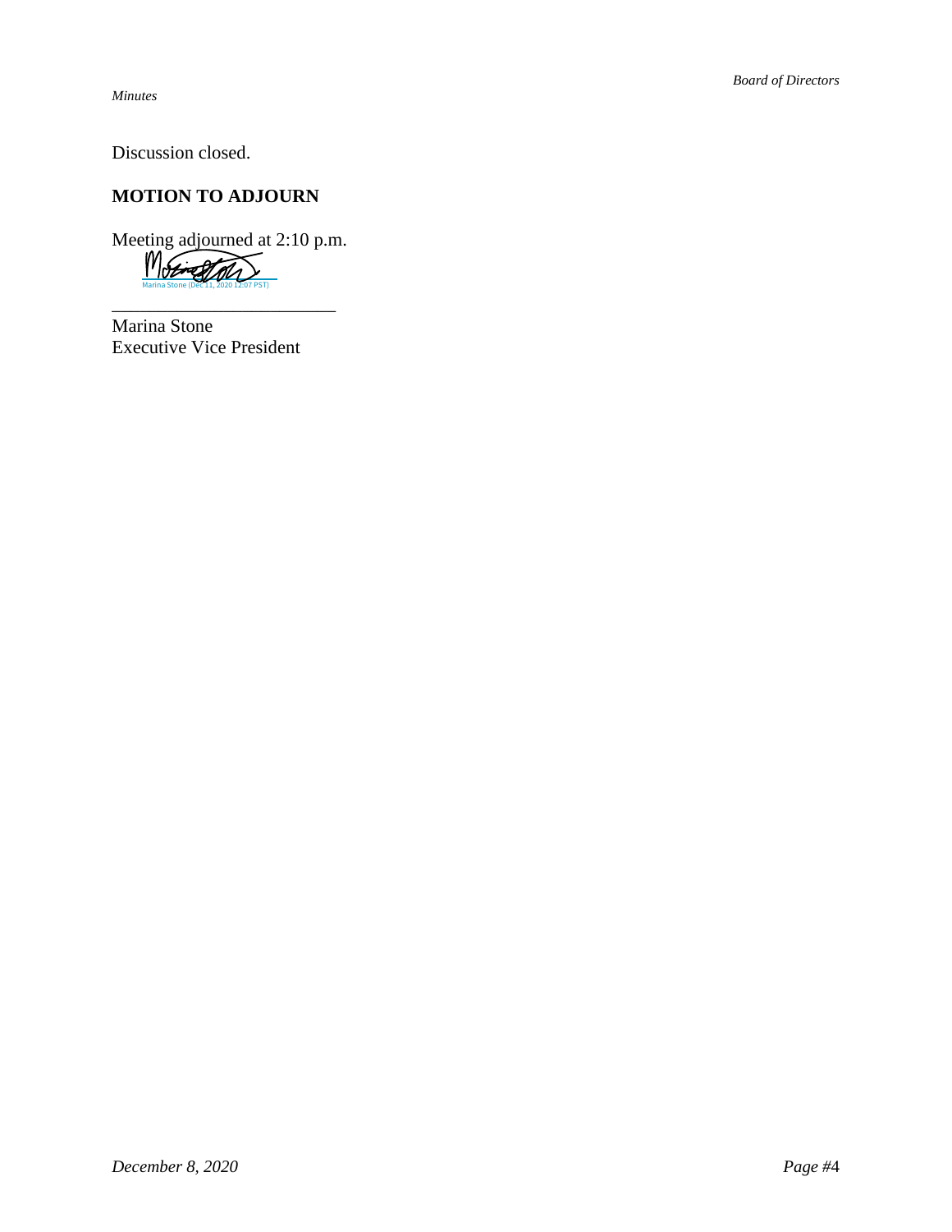Discussion closed.

**MOTION TO ADJOURN**

Meeting adjourned at 2:10 p.m.

Marina Stone (Dec 11, 2020 12:07 PST)

________________________

Marina Stone
Executive Vice President